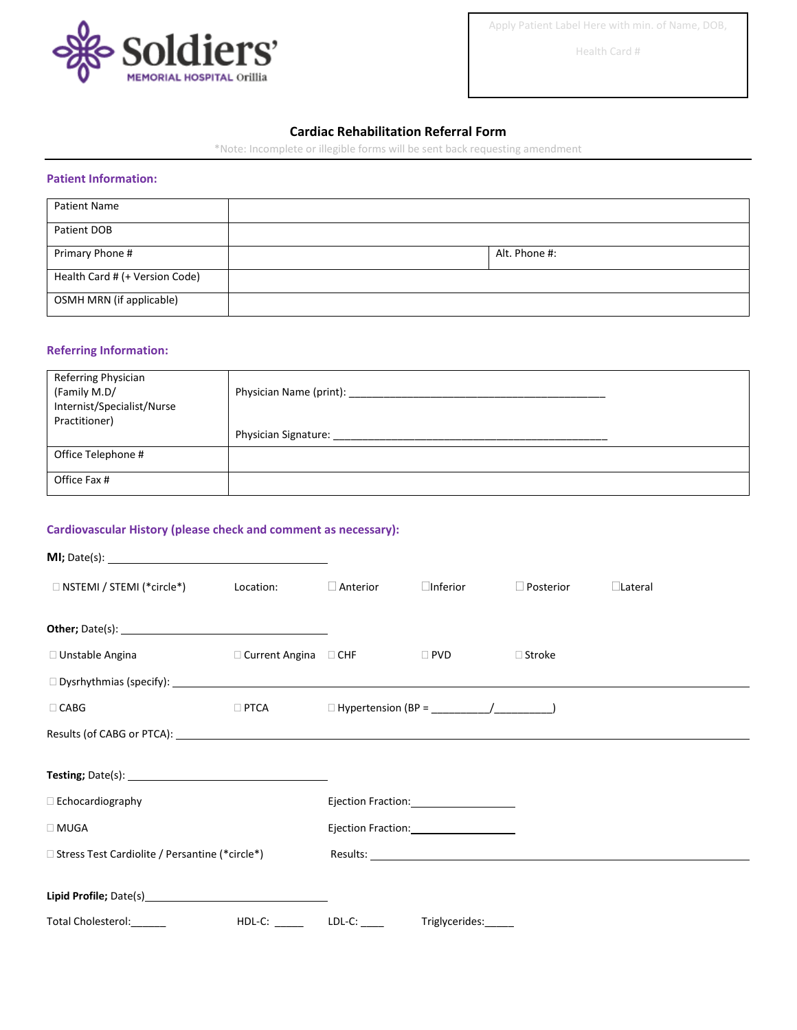Soldiers' MEMORIAL HOSPITAL Orillia

Apply Patient Label Here with min. of Name, DOB, Health Card #

## Cardiac Rehabilitation Referral Form

*Note: Incomplete or illegible forms will be sent back requesting amendment

### Patient Information:

| Patient Name | | |
|---|---|---|
| Patient DOB | | |
| Primary Phone # | | Alt. Phone #: |
| Health Card # (+ Version Code) | | |
| OSMH MRN (if applicable) | | |

### Referring Information:

| Referring Physician (Family M.D/ Internist/Specialist/Nurse Practitioner) | Physician Name (print): _______________________________________________<br><br>Physician Signature: _________________________________________________ |
|---|---|
| Office Telephone # | |
| Office Fax # | |

### Cardiovascular History (please check and comment as necessary):

**MI;** Date(s): ________________________________

☐ NSTEMI / STEMI (*circle*)   Location:   ☐ Anterior   ☐Inferior   ☐ Posterior   ☐Lateral

**Other;** Date(s): ________________________________

☐ Unstable Angina   ☐ Current Angina   ☐ CHF   ☐ PVD   ☐ Stroke

☐ Dysrhythmias (specify): ____________________________________________________________

☐ CABG   ☐ PTCA   ☐ Hypertension (BP = __________/__________)

Results (of CABG or PTCA): ____________________________________________________________

**Testing;** Date(s): ________________________________

☐ Echocardiography   Ejection Fraction:__________________

☐ MUGA   Ejection Fraction:__________________

☐ Stress Test Cardiolite / Persantine (*circle*)   Results: ________________________________

**Lipid Profile;** Date(s)________________________________

Total Cholesterol:______   HDL-C: _____   LDL-C: ____   Triglycerides:_____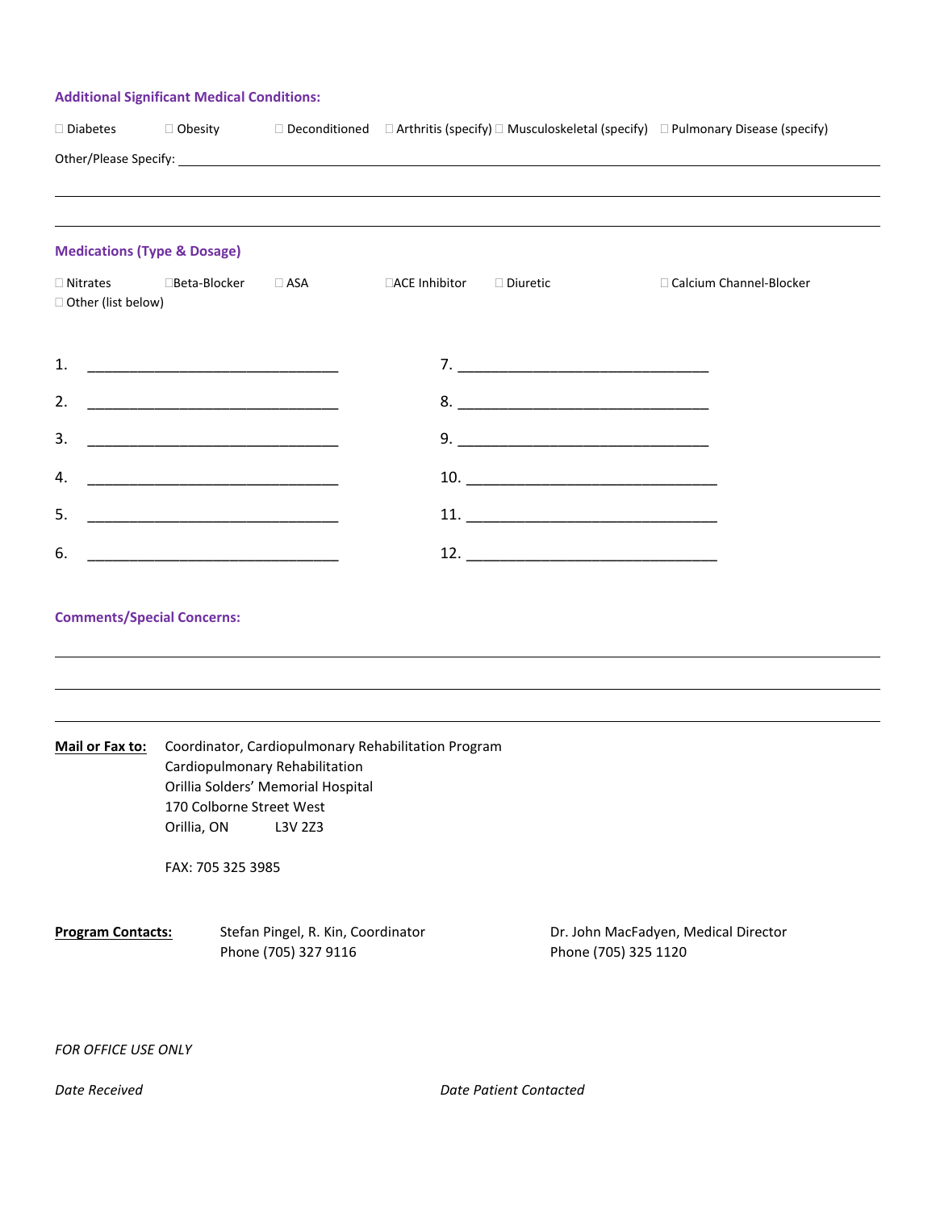**Additional Significant Medical Conditions:**

☐ Diabetes ☐ Obesity ☐ Deconditioned ☐ Arthritis (specify) ☐ Musculoskeletal (specify) ☐ Pulmonary Disease (specify)

Other/Please Specify: ______________________________________________________________________________

______________________________________________________________________________

______________________________________________________________________________

**Medications (Type & Dosage)**

☐ Nitrates ☐Beta-Blocker ☐ ASA ☐ACE Inhibitor ☐ Diuretic ☐ Calcium Channel-Blocker
☐ Other (list below)

1. ________________________________ 7. ________________________________

2. ________________________________ 8. ________________________________

3. ________________________________ 9. ________________________________

4. ________________________________ 10. ________________________________

5. ________________________________ 11. ________________________________

6. ________________________________ 12. ________________________________

**Comments/Special Concerns:**

______________________________________________________________________________

______________________________________________________________________________

______________________________________________________________________________

**Mail or Fax to:**
Coordinator, Cardiopulmonary Rehabilitation Program
Cardiopulmonary Rehabilitation
Orillia Solders' Memorial Hospital
170 Colborne Street West
Orillia, ON L3V 2Z3

FAX: 705 325 3985

**Program Contacts:**

Stefan Pingel, R. Kin, Coordinator
Phone (705) 327 9116

Dr. John MacFadyen, Medical Director
Phone (705) 325 1120

*FOR OFFICE USE ONLY*

*Date Received* *Date Patient Contacted*